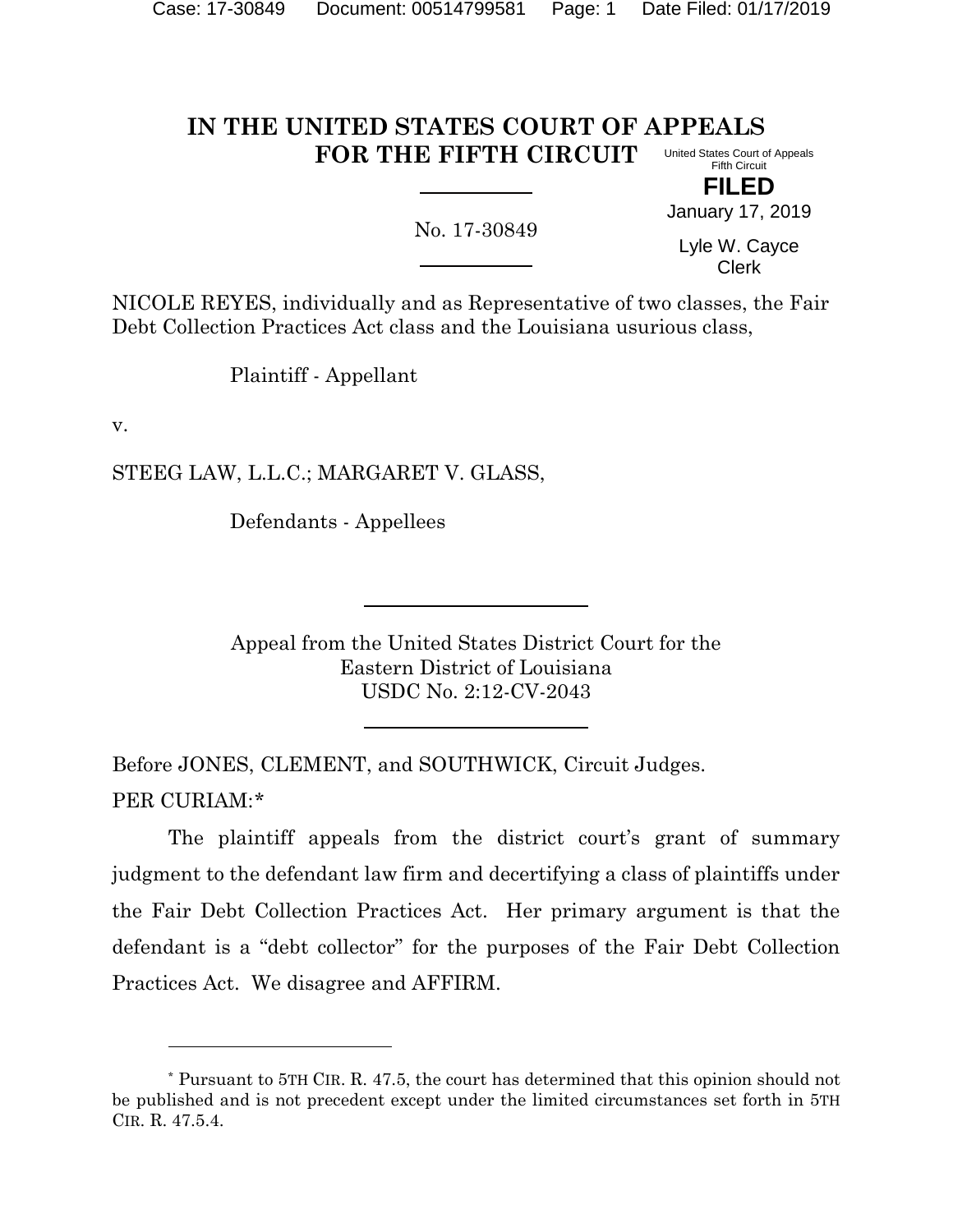# IN THE UNITED STATES COURT OF APPEALS FOR THE FIFTH CIRCUIT

United States Court of Appeals
Fifth Circuit

**FILED**

January 17, 2019

Lyle W. Cayce
Clerk

No. 17-30849

NICOLE REYES, individually and as Representative of two classes, the Fair Debt Collection Practices Act class and the Louisiana usurious class,

Plaintiff - Appellant

v.

STEEG LAW, L.L.C.; MARGARET V. GLASS,

Defendants - Appellees

Appeal from the United States District Court for the
Eastern District of Louisiana
USDC No. 2:12-CV-2043

Before JONES, CLEMENT, and SOUTHWICK, Circuit Judges.

PER CURIAM:*

The plaintiff appeals from the district court's grant of summary judgment to the defendant law firm and decertifying a class of plaintiffs under the Fair Debt Collection Practices Act. Her primary argument is that the defendant is a "debt collector" for the purposes of the Fair Debt Collection Practices Act. We disagree and AFFIRM.

---

\* Pursuant to 5TH CIR. R. 47.5, the court has determined that this opinion should not be published and is not precedent except under the limited circumstances set forth in 5TH CIR. R. 47.5.4.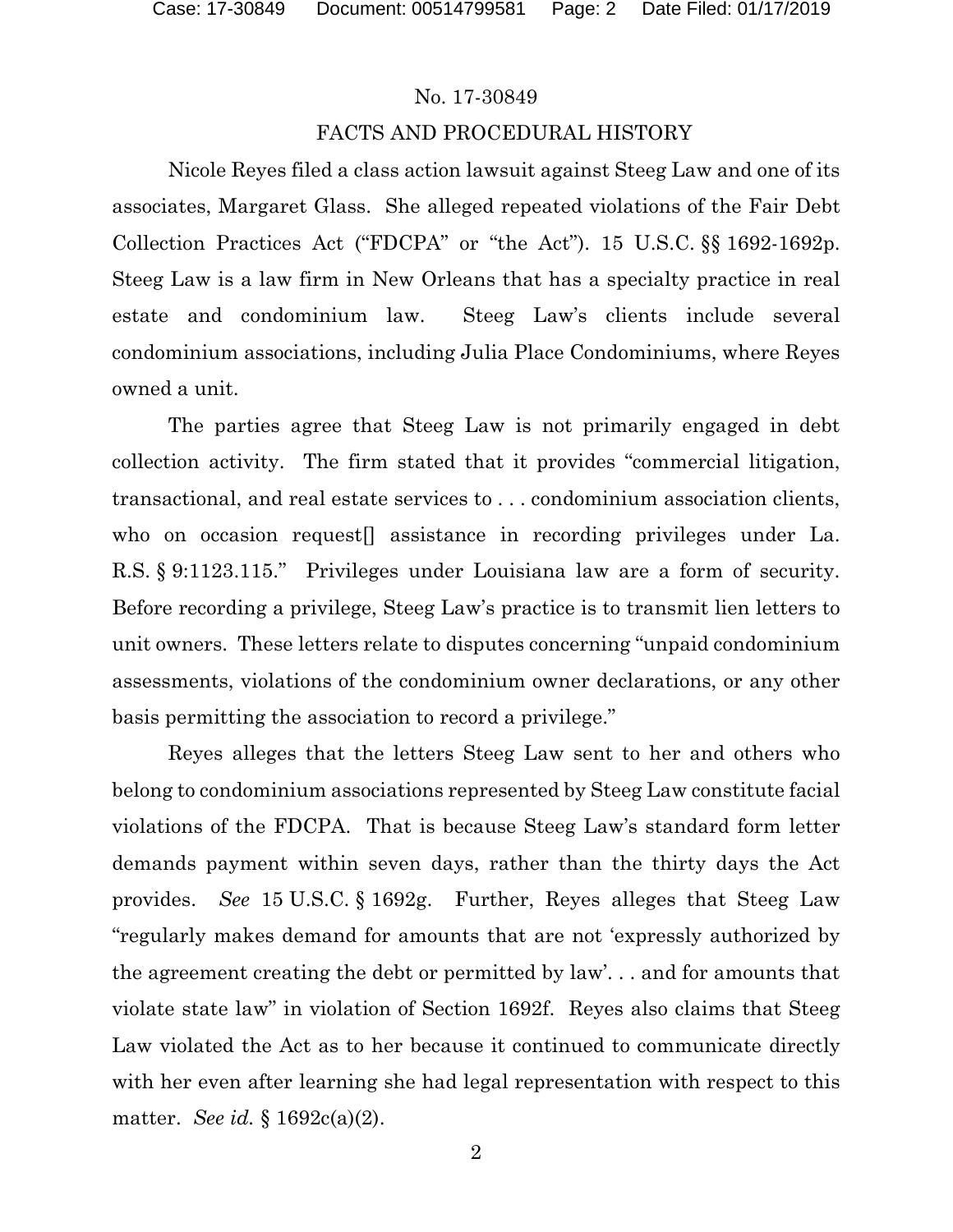No. 17-30849

## FACTS AND PROCEDURAL HISTORY

Nicole Reyes filed a class action lawsuit against Steeg Law and one of its associates, Margaret Glass. She alleged repeated violations of the Fair Debt Collection Practices Act ("FDCPA" or "the Act"). 15 U.S.C. §§ 1692-1692p. Steeg Law is a law firm in New Orleans that has a specialty practice in real estate and condominium law. Steeg Law's clients include several condominium associations, including Julia Place Condominiums, where Reyes owned a unit.

The parties agree that Steeg Law is not primarily engaged in debt collection activity. The firm stated that it provides "commercial litigation, transactional, and real estate services to . . . condominium association clients, who on occasion request[] assistance in recording privileges under La. R.S. § 9:1123.115." Privileges under Louisiana law are a form of security. Before recording a privilege, Steeg Law's practice is to transmit lien letters to unit owners. These letters relate to disputes concerning "unpaid condominium assessments, violations of the condominium owner declarations, or any other basis permitting the association to record a privilege."

Reyes alleges that the letters Steeg Law sent to her and others who belong to condominium associations represented by Steeg Law constitute facial violations of the FDCPA. That is because Steeg Law's standard form letter demands payment within seven days, rather than the thirty days the Act provides. *See* 15 U.S.C. § 1692g. Further, Reyes alleges that Steeg Law "regularly makes demand for amounts that are not 'expressly authorized by the agreement creating the debt or permitted by law'. . . and for amounts that violate state law" in violation of Section 1692f. Reyes also claims that Steeg Law violated the Act as to her because it continued to communicate directly with her even after learning she had legal representation with respect to this matter. *See id.* § 1692c(a)(2).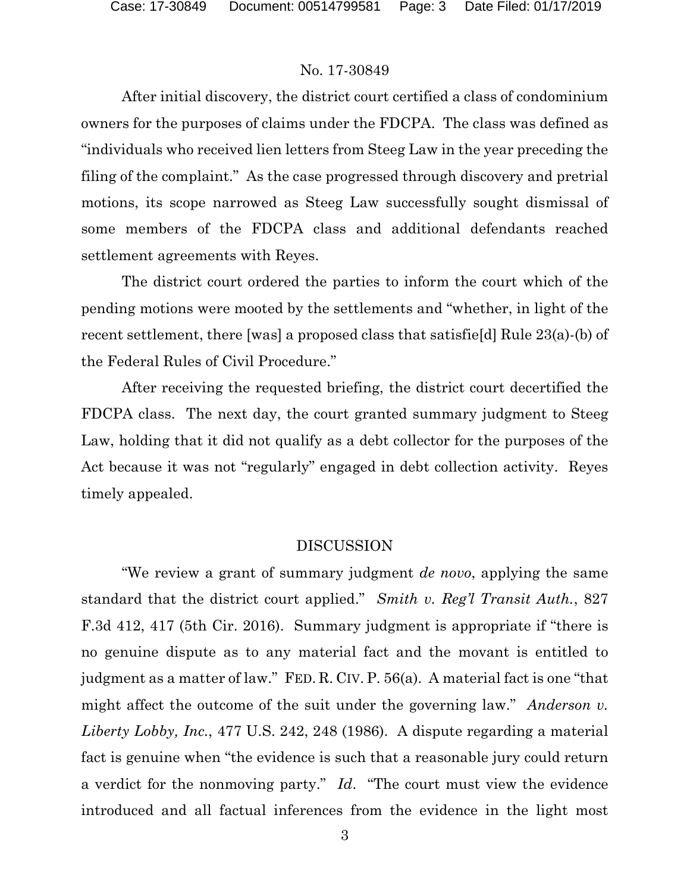After initial discovery, the district court certified a class of condominium owners for the purposes of claims under the FDCPA. The class was defined as "individuals who received lien letters from Steeg Law in the year preceding the filing of the complaint." As the case progressed through discovery and pretrial motions, its scope narrowed as Steeg Law successfully sought dismissal of some members of the FDCPA class and additional defendants reached settlement agreements with Reyes.

The district court ordered the parties to inform the court which of the pending motions were mooted by the settlements and "whether, in light of the recent settlement, there [was] a proposed class that satisfie[d] Rule 23(a)-(b) of the Federal Rules of Civil Procedure."

After receiving the requested briefing, the district court decertified the FDCPA class. The next day, the court granted summary judgment to Steeg Law, holding that it did not qualify as a debt collector for the purposes of the Act because it was not "regularly" engaged in debt collection activity. Reyes timely appealed.

## DISCUSSION

"We review a grant of summary judgment *de novo*, applying the same standard that the district court applied." *Smith v. Reg'l Transit Auth.*, 827 F.3d 412, 417 (5th Cir. 2016). Summary judgment is appropriate if "there is no genuine dispute as to any material fact and the movant is entitled to judgment as a matter of law." FED. R. CIV. P. 56(a). A material fact is one "that might affect the outcome of the suit under the governing law." *Anderson v. Liberty Lobby, Inc.*, 477 U.S. 242, 248 (1986). A dispute regarding a material fact is genuine when "the evidence is such that a reasonable jury could return a verdict for the nonmoving party." *Id*. "The court must view the evidence introduced and all factual inferences from the evidence in the light most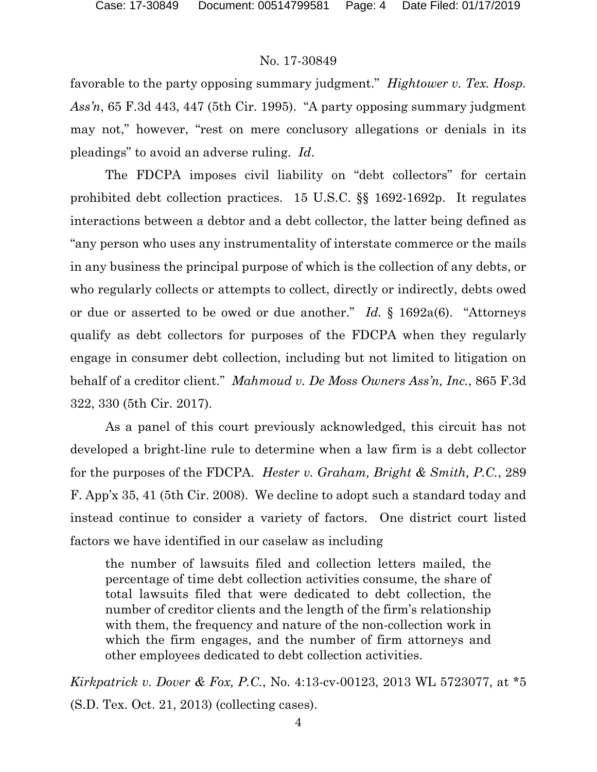favorable to the party opposing summary judgment." *Hightower v. Tex. Hosp. Ass'n*, 65 F.3d 443, 447 (5th Cir. 1995). "A party opposing summary judgment may not," however, "rest on mere conclusory allegations or denials in its pleadings" to avoid an adverse ruling. *Id*.

The FDCPA imposes civil liability on "debt collectors" for certain prohibited debt collection practices. 15 U.S.C. §§ 1692-1692p. It regulates interactions between a debtor and a debt collector, the latter being defined as "any person who uses any instrumentality of interstate commerce or the mails in any business the principal purpose of which is the collection of any debts, or who regularly collects or attempts to collect, directly or indirectly, debts owed or due or asserted to be owed or due another." *Id.* § 1692a(6). "Attorneys qualify as debt collectors for purposes of the FDCPA when they regularly engage in consumer debt collection, including but not limited to litigation on behalf of a creditor client." *Mahmoud v. De Moss Owners Ass'n, Inc.*, 865 F.3d 322, 330 (5th Cir. 2017).

As a panel of this court previously acknowledged, this circuit has not developed a bright-line rule to determine when a law firm is a debt collector for the purposes of the FDCPA. *Hester v. Graham, Bright & Smith, P.C.*, 289 F. App'x 35, 41 (5th Cir. 2008). We decline to adopt such a standard today and instead continue to consider a variety of factors. One district court listed factors we have identified in our caselaw as including

> the number of lawsuits filed and collection letters mailed, the percentage of time debt collection activities consume, the share of total lawsuits filed that were dedicated to debt collection, the number of creditor clients and the length of the firm's relationship with them, the frequency and nature of the non-collection work in which the firm engages, and the number of firm attorneys and other employees dedicated to debt collection activities.

*Kirkpatrick v. Dover & Fox, P.C.*, No. 4:13-cv-00123, 2013 WL 5723077, at *5 (S.D. Tex. Oct. 21, 2013) (collecting cases).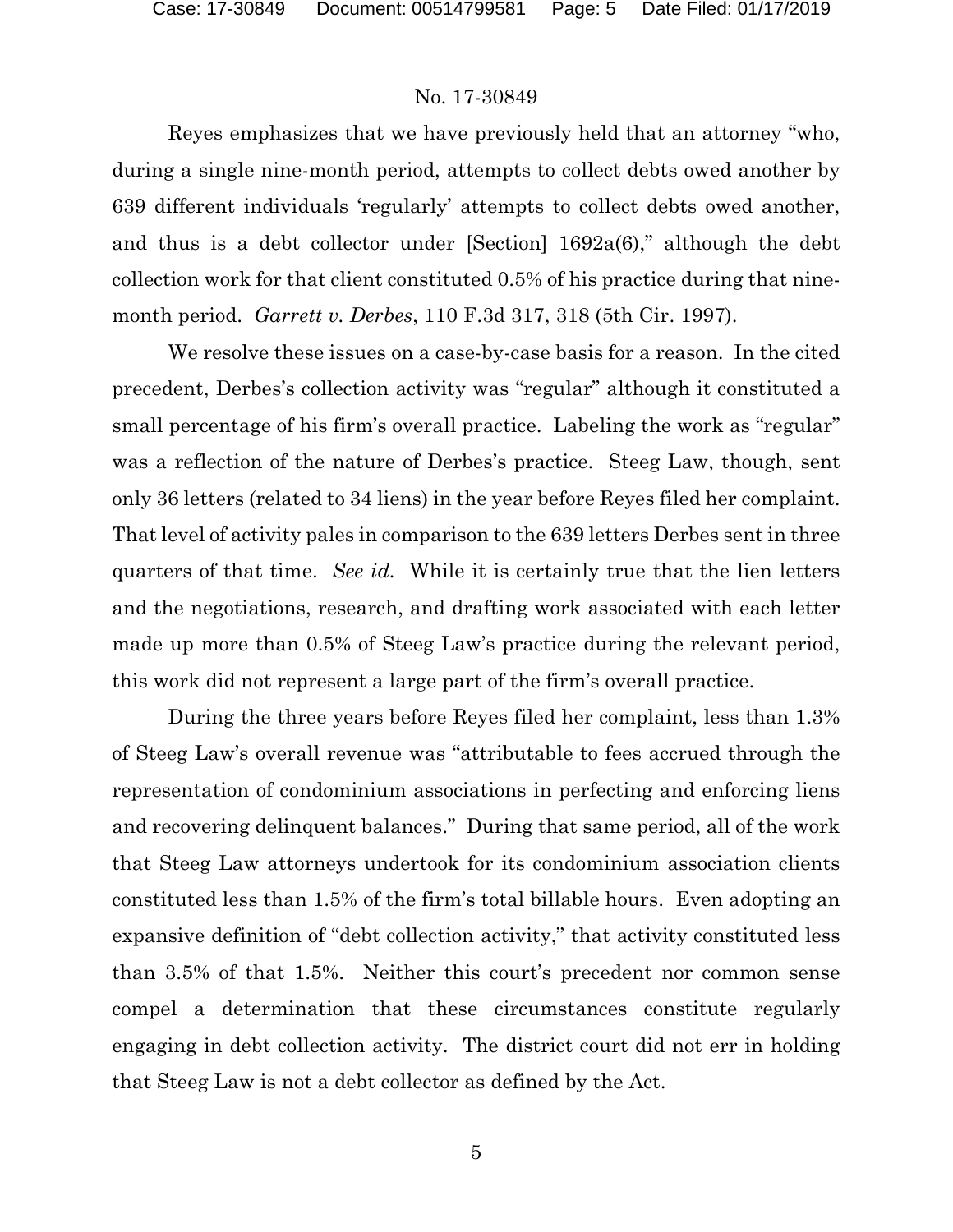Reyes emphasizes that we have previously held that an attorney "who, during a single nine-month period, attempts to collect debts owed another by 639 different individuals 'regularly' attempts to collect debts owed another, and thus is a debt collector under [Section] 1692a(6)," although the debt collection work for that client constituted 0.5% of his practice during that nine-month period. *Garrett v. Derbes*, 110 F.3d 317, 318 (5th Cir. 1997).

We resolve these issues on a case-by-case basis for a reason. In the cited precedent, Derbes's collection activity was "regular" although it constituted a small percentage of his firm's overall practice. Labeling the work as "regular" was a reflection of the nature of Derbes's practice. Steeg Law, though, sent only 36 letters (related to 34 liens) in the year before Reyes filed her complaint. That level of activity pales in comparison to the 639 letters Derbes sent in three quarters of that time. *See id.* While it is certainly true that the lien letters and the negotiations, research, and drafting work associated with each letter made up more than 0.5% of Steeg Law's practice during the relevant period, this work did not represent a large part of the firm's overall practice.

During the three years before Reyes filed her complaint, less than 1.3% of Steeg Law's overall revenue was "attributable to fees accrued through the representation of condominium associations in perfecting and enforcing liens and recovering delinquent balances." During that same period, all of the work that Steeg Law attorneys undertook for its condominium association clients constituted less than 1.5% of the firm's total billable hours. Even adopting an expansive definition of "debt collection activity," that activity constituted less than 3.5% of that 1.5%. Neither this court's precedent nor common sense compel a determination that these circumstances constitute regularly engaging in debt collection activity. The district court did not err in holding that Steeg Law is not a debt collector as defined by the Act.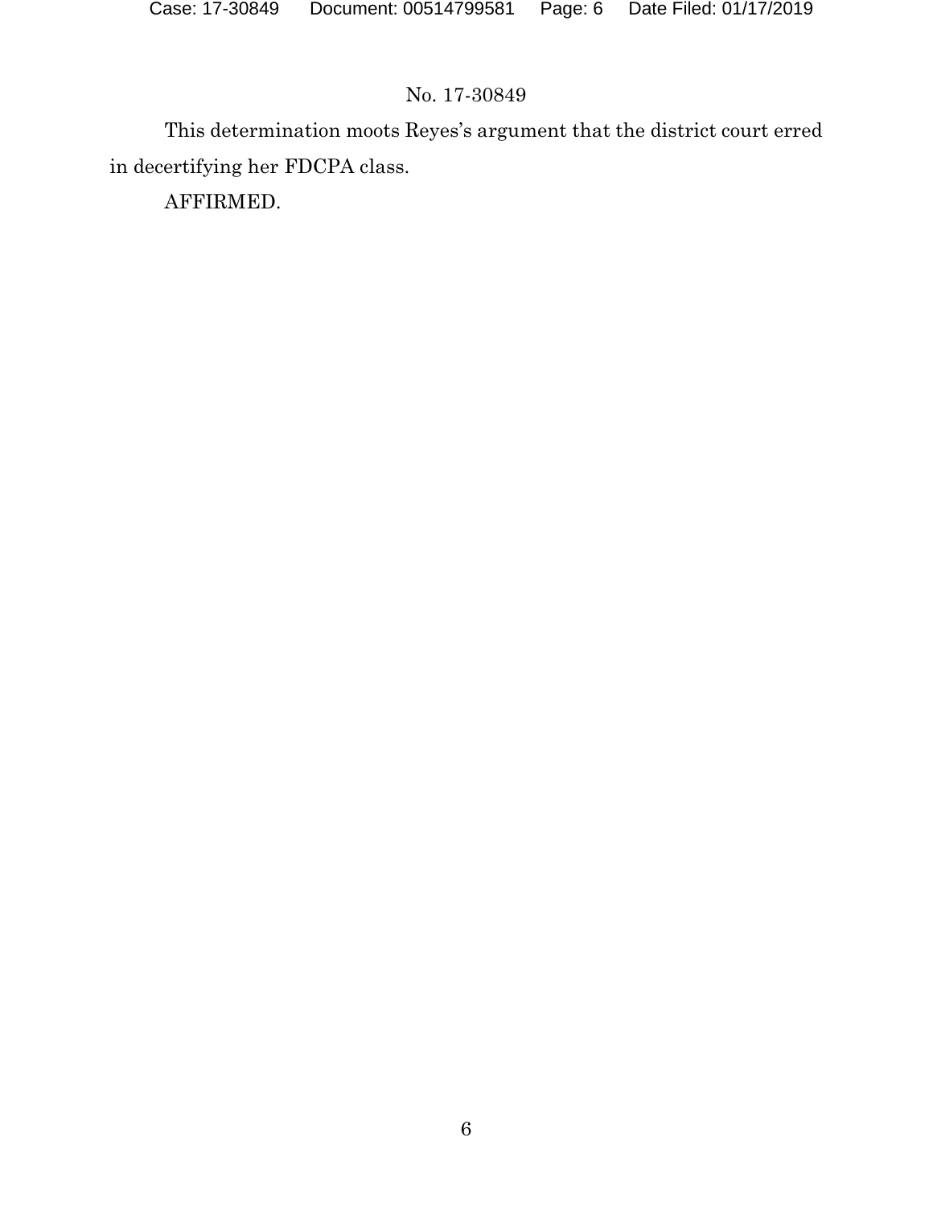This determination moots Reyes's argument that the district court erred in decertifying her FDCPA class.

AFFIRMED.